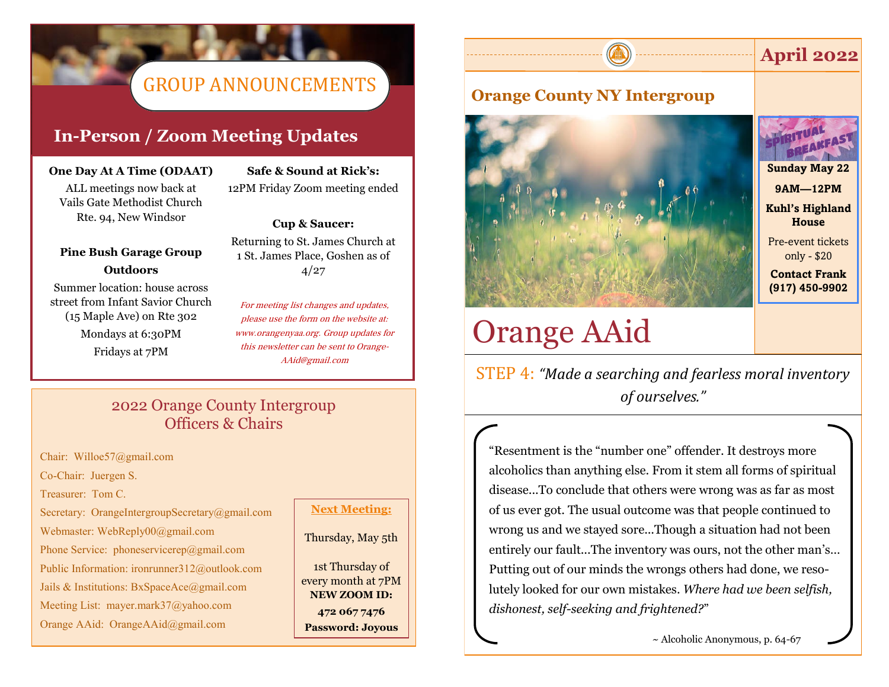# GROUP ANNOUNCEMENTS

## In-Person / Zoom Meeting Updates

**One Day At A Time (ODAAT)**

ALL meetings now back at Vails Gate Methodist Church Rte. 94, New Windsor

**Pine Bush Garage Group Outdoors**

Summer location: house across street from Infant Savior Church (15 Maple Ave) on Rte 302

Mondays at 6:30PM

Fridays at 7PM

**Safe & Sound at Rick's:**

12PM Friday Zoom meeting ended

**Cup & Saucer:**

Returning to St. James Church at 1 St. James Place, Goshen as of 4/27

*For meeting list changes and updates, please use the form on the website at: www.orangenyaa.org. Group updates for this newsletter can be sent to OrangeAAid@gmail.com*

## 2022 Orange County Intergroup Officers & Chairs

Chair: Willoe57@gmail.com

Co-Chair: Juergen S.

Treasurer: Tom C.

Secretary: OrangeIntergroupSecretary@gmail.com

Webmaster: WebReply00@gmail.com

Phone Service: phoneservicerep@gmail.com

Public Information: ironrunner312@outlook.com

Jails & Institutions: BxSpaceAce@gmail.com

Meeting List: mayer.mark37@yahoo.com

Orange AAid: OrangeAAid@gmail.com

**Next Meeting:**

Thursday, May 5th

1st Thursday of every month at 7PM

**NEW ZOOM ID: 472 067 7476**

**Password: Joyous**

---

April 2022

## Orange County NY Intergroup

# Orange AAid

**SPIRITUAL BREAKFAST**

**Sunday May 22**

**9AM—12PM**

**Kuhl's Highland House**

Pre-event tickets only - $20

**Contact Frank (917) 450-9902**

STEP 4: *"Made a searching and fearless moral inventory of ourselves."*

"Resentment is the "number one" offender. It destroys more alcoholics than anything else. From it stem all forms of spiritual disease...To conclude that others were wrong was as far as most of us ever got. The usual outcome was that people continued to wrong us and we stayed sore...Though a situation had not been entirely our fault...The inventory was ours, not the other man's... Putting out of our minds the wrongs others had done, we resolutely looked for our own mistakes. *Where had we been selfish, dishonest, self-seeking and frightened?*"

~ Alcoholic Anonymous, p. 64-67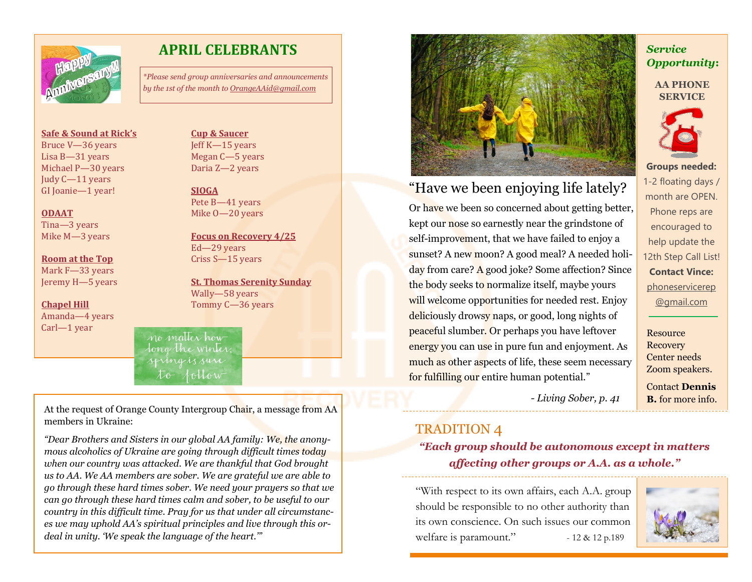## APRIL CELEBRANTS

*\*Please send group anniversaries and announcements by the 1st of the month to OrangeAAid@gmail.com*

**Safe & Sound at Rick's**
Bruce V—36 years
Lisa B—31 years
Michael P—30 years
Judy C—11 years
GI Joanie—1 year!

**ODAAT**
Tina—3 years
Mike M—3 years

**Room at the Top**
Mark F—33 years
Jeremy H—5 years

**Chapel Hill**
Amanda—4 years
Carl—1 year

**Cup & Saucer**
Jeff K—15 years
Megan C—5 years
Daria Z—2 years

**SIOGA**
Pete B—41 years
Mike O—20 years

**Focus on Recovery 4/25**
Ed—29 years
Criss S—15 years

**St. Thomas Serenity Sunday**
Wally—58 years
Tommy C—36 years

no matter how long the winter, spring is sure to follow

At the request of Orange County Intergroup Chair, a message from AA members in Ukraine:

*"Dear Brothers and Sisters in our global AA family: We, the anonymous alcoholics of Ukraine are going through difficult times today when our country was attacked. We are thankful that God brought us to AA. We AA members are sober. We are grateful we are able to go through these hard times sober. We need your prayers so that we can go through these hard times calm and sober, to be useful to our country in this difficult time. Pray for us that under all circumstances we may uphold AA's spiritual principles and live through this ordeal in unity. 'We speak the language of the heart.'"*

"Have we been enjoying life lately?

Or have we been so concerned about getting better, kept our nose so earnestly near the grindstone of self-improvement, that we have failed to enjoy a sunset? A new moon? A good meal? A needed holiday from care? A good joke? Some affection? Since the body seeks to normalize itself, maybe yours will welcome opportunities for needed rest. Enjoy deliciously drowsy naps, or good, long nights of peaceful slumber. Or perhaps you have leftover energy you can use in pure fun and enjoyment. As much as other aspects of life, these seem necessary for fulfilling our entire human potential."

*- Living Sober, p. 41*

***Service Opportunity:***

**AA PHONE SERVICE**

**Groups needed:** 1-2 floating days / month are OPEN. Phone reps are encouraged to help update the 12th Step Call List! **Contact Vince:** phoneservicerep@gmail.com

Resource Recovery Center needs Zoom speakers.

Contact **Dennis B.** for more info.

## TRADITION 4

***"Each group should be autonomous except in matters affecting other groups or A.A. as a whole."***

"With respect to its own affairs, each A.A. group should be responsible to no other authority than its own conscience. On such issues our common welfare is paramount." - 12 & 12 p.189